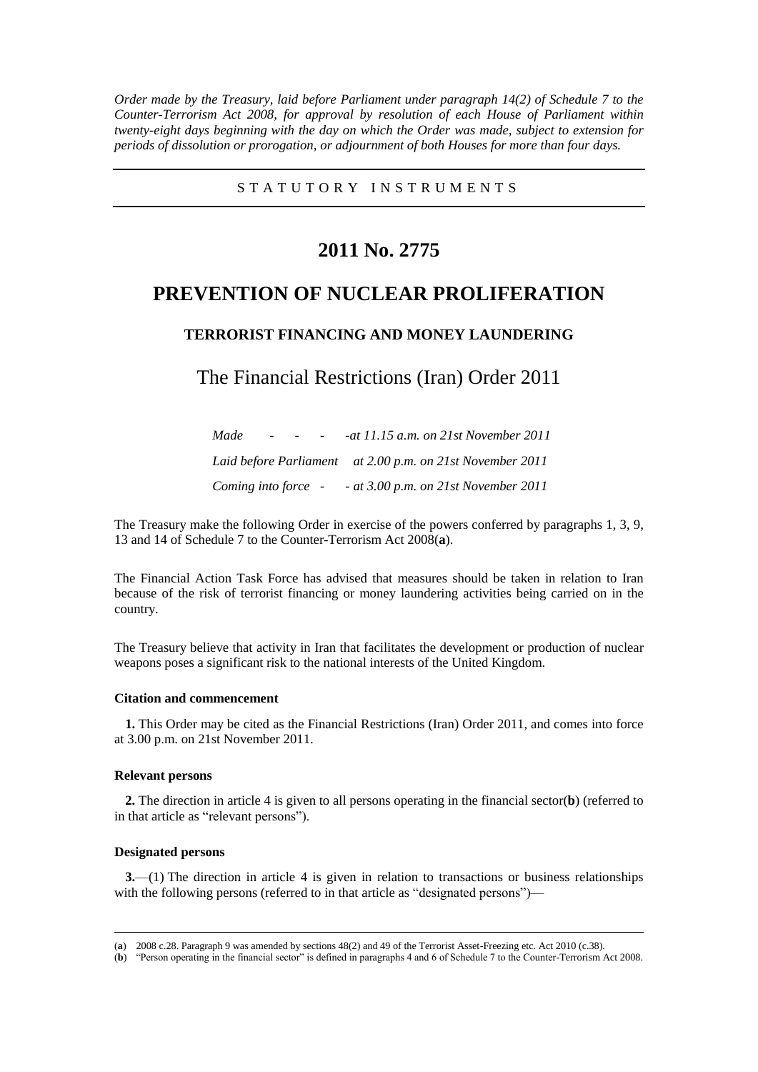*Order made by the Treasury, laid before Parliament under paragraph 14(2) of Schedule 7 to the Counter-Terrorism Act 2008, for approval by resolution of each House of Parliament within twenty-eight days beginning with the day on which the Order was made, subject to extension for periods of dissolution or prorogation, or adjournment of both Houses for more than four days.*

STATUTORY INSTRUMENTS

# 2011 No. 2775

# PREVENTION OF NUCLEAR PROLIFERATION

## TERRORIST FINANCING AND MONEY LAUNDERING

## The Financial Restrictions (Iran) Order 2011

*Made - - - - at 11.15 a.m. on 21st November 2011*

*Laid before Parliament at 2.00 p.m. on 21st November 2011*

*Coming into force - - at 3.00 p.m. on 21st November 2011*

The Treasury make the following Order in exercise of the powers conferred by paragraphs 1, 3, 9, 13 and 14 of Schedule 7 to the Counter-Terrorism Act 2008(**a**).

The Financial Action Task Force has advised that measures should be taken in relation to Iran because of the risk of terrorist financing or money laundering activities being carried on in the country.

The Treasury believe that activity in Iran that facilitates the development or production of nuclear weapons poses a significant risk to the national interests of the United Kingdom.

### Citation and commencement

**1.** This Order may be cited as the Financial Restrictions (Iran) Order 2011, and comes into force at 3.00 p.m. on 21st November 2011.

### Relevant persons

**2.** The direction in article 4 is given to all persons operating in the financial sector(**b**) (referred to in that article as "relevant persons").

### Designated persons

**3.**—(1) The direction in article 4 is given in relation to transactions or business relationships with the following persons (referred to in that article as "designated persons")—

(**a**) 2008 c.28. Paragraph 9 was amended by sections 48(2) and 49 of the Terrorist Asset-Freezing etc. Act 2010 (c.38).

(**b**) "Person operating in the financial sector" is defined in paragraphs 4 and 6 of Schedule 7 to the Counter-Terrorism Act 2008.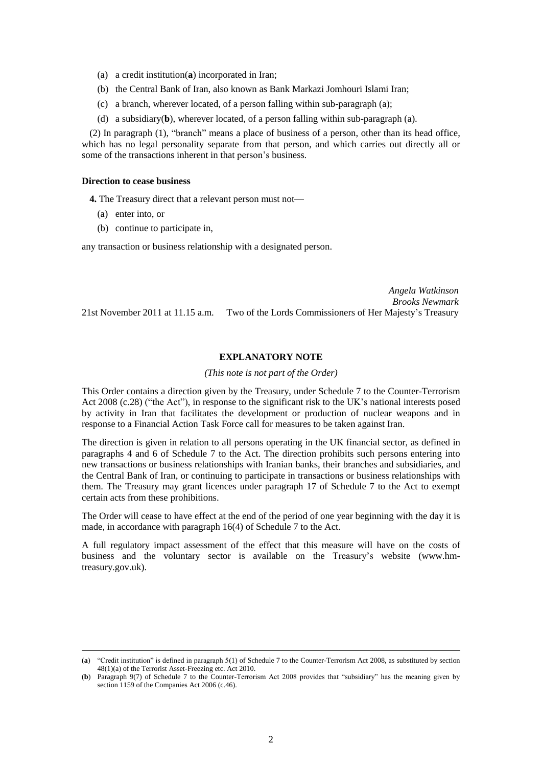(a) a credit institution(**a**) incorporated in Iran;

(b) the Central Bank of Iran, also known as Bank Markazi Jomhouri Islami Iran;

(c) a branch, wherever located, of a person falling within sub-paragraph (a);

(d) a subsidiary(**b**), wherever located, of a person falling within sub-paragraph (a).

(2) In paragraph (1), "branch" means a place of business of a person, other than its head office, which has no legal personality separate from that person, and which carries out directly all or some of the transactions inherent in that person's business.

**Direction to cease business**

**4.** The Treasury direct that a relevant person must not—

(a) enter into, or

(b) continue to participate in,

any transaction or business relationship with a designated person.

*Angela Watkinson*
*Brooks Newmark*
21st November 2011 at 11.15 a.m. Two of the Lords Commissioners of Her Majesty's Treasury

**EXPLANATORY NOTE**

*(This note is not part of the Order)*

This Order contains a direction given by the Treasury, under Schedule 7 to the Counter-Terrorism Act 2008 (c.28) ("the Act"), in response to the significant risk to the UK's national interests posed by activity in Iran that facilitates the development or production of nuclear weapons and in response to a Financial Action Task Force call for measures to be taken against Iran.

The direction is given in relation to all persons operating in the UK financial sector, as defined in paragraphs 4 and 6 of Schedule 7 to the Act. The direction prohibits such persons entering into new transactions or business relationships with Iranian banks, their branches and subsidiaries, and the Central Bank of Iran, or continuing to participate in transactions or business relationships with them. The Treasury may grant licences under paragraph 17 of Schedule 7 to the Act to exempt certain acts from these prohibitions.

The Order will cease to have effect at the end of the period of one year beginning with the day it is made, in accordance with paragraph 16(4) of Schedule 7 to the Act.

A full regulatory impact assessment of the effect that this measure will have on the costs of business and the voluntary sector is available on the Treasury's website (www.hm-treasury.gov.uk).

---

(**a**) "Credit institution" is defined in paragraph 5(1) of Schedule 7 to the Counter-Terrorism Act 2008, as substituted by section 48(1)(a) of the Terrorist Asset-Freezing etc. Act 2010.

(**b**) Paragraph 9(7) of Schedule 7 to the Counter-Terrorism Act 2008 provides that "subsidiary" has the meaning given by section 1159 of the Companies Act 2006 (c.46).